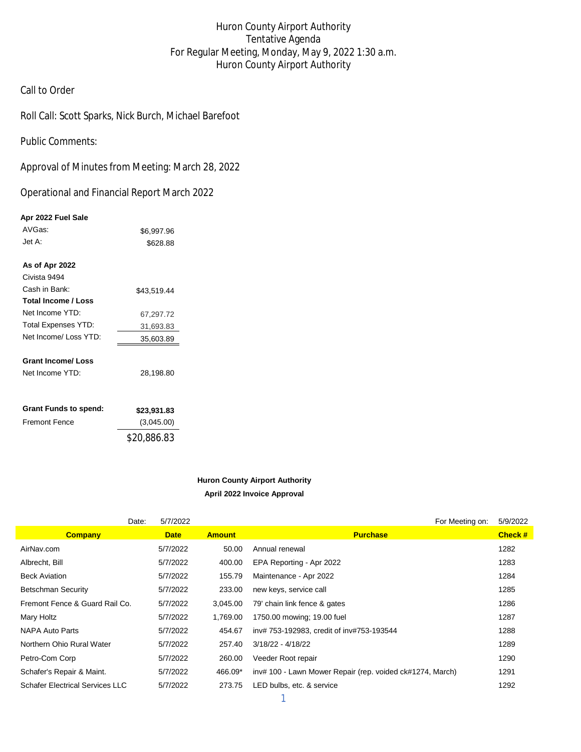# Huron County Airport Authority
## Tentative Agenda
## For Regular Meeting, Monday, May 9, 2022 1:30 a.m.
## Huron County Airport Authority

Call to Order

Roll Call: Scott Sparks, Nick Burch, Michael Barefoot

Public Comments:

Approval of Minutes from Meeting: March 28, 2022

Operational and Financial Report March 2022

**Apr 2022 Fuel Sale**

| | |
|---|---|
| AVGas: | $6,997.96 |
| Jet A: | $628.88 |

**As of Apr 2022**

| | |
|---|---|
| Civista 9494 | |
| Cash in Bank: | $43,519.44 |
| **Total Income / Loss** | |
| Net Income YTD: | 67,297.72 |
| Total Expenses YTD: | 31,693.83 |
| Net Income/ Loss YTD: | 35,603.89 |

**Grant Income/ Loss**

| | |
|---|---|
| Net Income YTD: | 28,198.80 |

| | |
|---|---|
| **Grant Funds to spend:** | **$23,931.83** |
| Fremont Fence | (3,045.00) |
| | $20,886.83 |

### Huron County Airport Authority
### April 2022 Invoice Approval

Date: 5/7/2022 For Meeting on: 5/9/2022

| Company | Date | Amount | Purchase | Check # |
|---|---|---|---|---|
| AirNav.com | 5/7/2022 | 50.00 | Annual renewal | 1282 |
| Albrecht, Bill | 5/7/2022 | 400.00 | EPA Reporting - Apr 2022 | 1283 |
| Beck Aviation | 5/7/2022 | 155.79 | Maintenance - Apr 2022 | 1284 |
| Betschman Security | 5/7/2022 | 233.00 | new keys, service call | 1285 |
| Fremont Fence & Guard Rail Co. | 5/7/2022 | 3,045.00 | 79' chain link fence & gates | 1286 |
| Mary Holtz | 5/7/2022 | 1,769.00 | 1750.00 mowing; 19.00 fuel | 1287 |
| NAPA Auto Parts | 5/7/2022 | 454.67 | inv# 753-192983, credit of inv#753-193544 | 1288 |
| Northern Ohio Rural Water | 5/7/2022 | 257.40 | 3/18/22 - 4/18/22 | 1289 |
| Petro-Com Corp | 5/7/2022 | 260.00 | Veeder Root repair | 1290 |
| Schafer's Repair & Maint. | 5/7/2022 | 466.09* | inv# 100 - Lawn Mower Repair (rep. voided ck#1274, March) | 1291 |
| Schafer Electrical Services LLC | 5/7/2022 | 273.75 | LED bulbs, etc. & service | 1292 |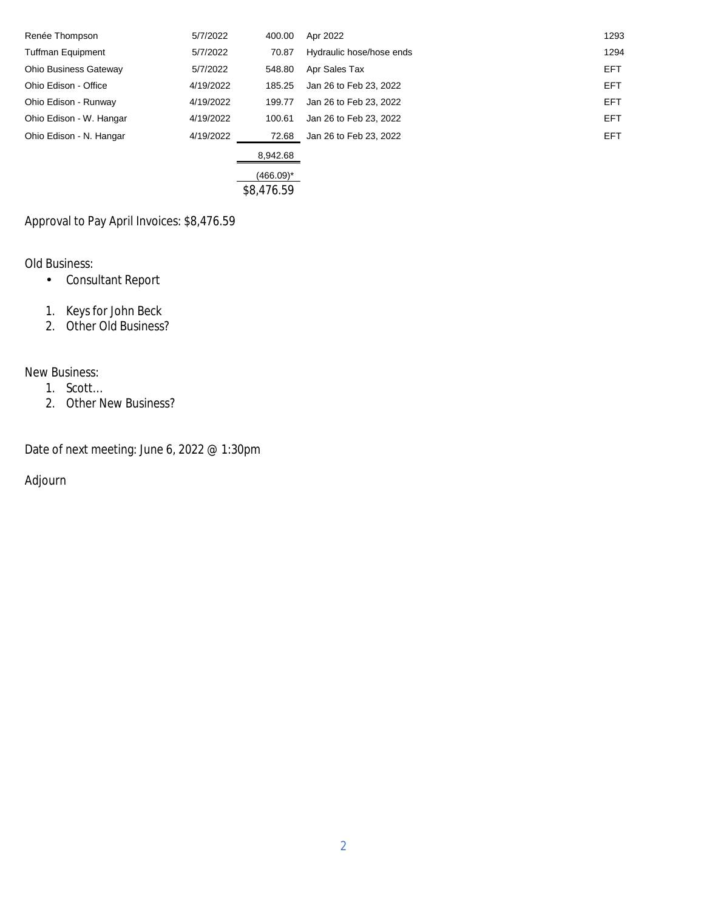| | | | | |
|---|---|---|---|---|
| Renée Thompson | 5/7/2022 | 400.00 | Apr 2022 | 1293 |
| Tuffman Equipment | 5/7/2022 | 70.87 | Hydraulic hose/hose ends | 1294 |
| Ohio Business Gateway | 5/7/2022 | 548.80 | Apr Sales Tax | EFT |
| Ohio Edison - Office | 4/19/2022 | 185.25 | Jan 26 to Feb 23, 2022 | EFT |
| Ohio Edison - Runway | 4/19/2022 | 199.77 | Jan 26 to Feb 23, 2022 | EFT |
| Ohio Edison - W. Hangar | 4/19/2022 | 100.61 | Jan 26 to Feb 23, 2022 | EFT |
| Ohio Edison - N. Hangar | 4/19/2022 | 72.68 | Jan 26 to Feb 23, 2022 | EFT |
| | | 8,942.68 | | |
| | | (466.09)* | | |
| | | $8,476.59 | | |

Approval to Pay April Invoices: $8,476.59

Old Business:

- Consultant Report

1. Keys for John Beck
2. Other Old Business?

New Business:

1. Scott…
2. Other New Business?

Date of next meeting: June 6, 2022 @ 1:30pm

Adjourn